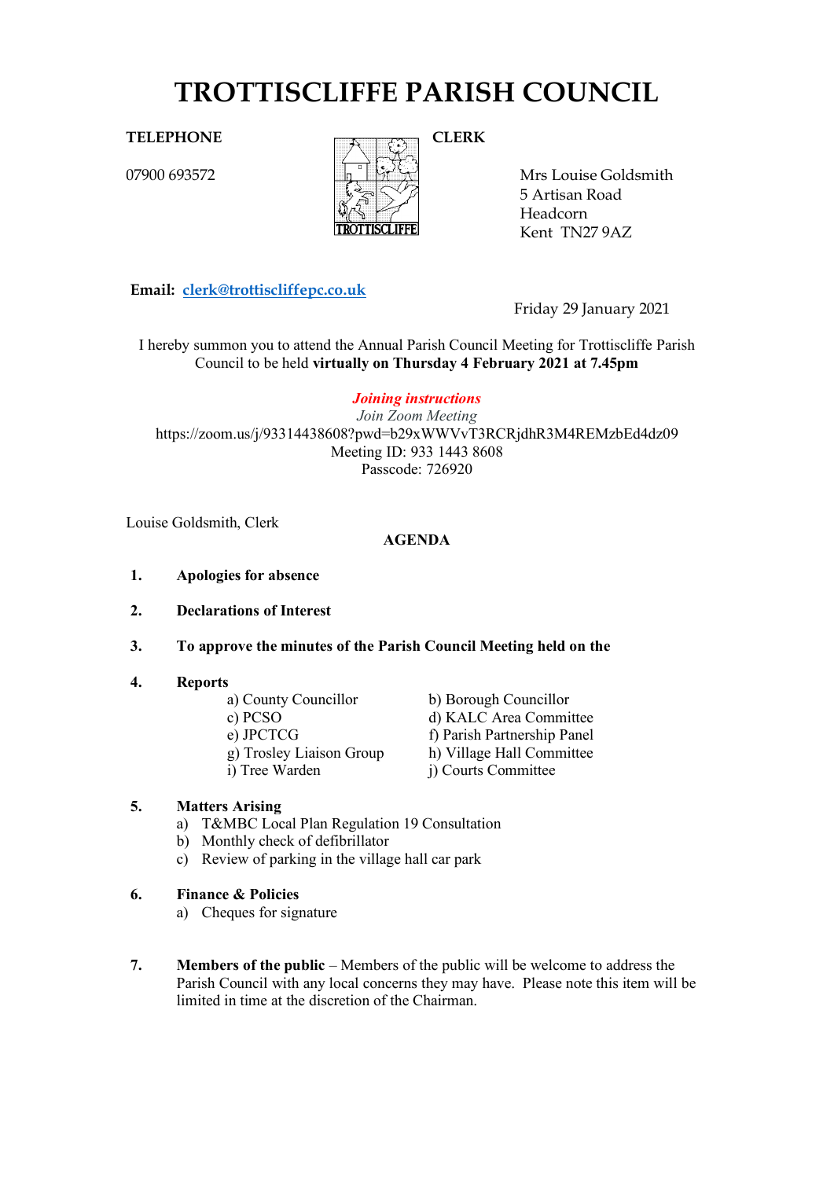# TROTTISCLIFFE PARISH COUNCIL

**TELEPHONE**

07900 693572

TROTTISCLIFFE

**CLERK**

Mrs Louise Goldsmith
5 Artisan Road
Headcorn
Kent TN27 9AZ

**Email:** clerk@trottiscliffepc.co.uk

Friday 29 January 2021

I hereby summon you to attend the Annual Parish Council Meeting for Trottiscliffe Parish Council to be held **virtually on Thursday 4 February 2021 at 7.45pm**

***Joining instructions***

*Join Zoom Meeting*
https://zoom.us/j/93314438608?pwd=b29xWWVvT3RCRjdhR3M4REMzbEd4dz09
Meeting ID: 933 1443 8608
Passcode: 726920

Louise Goldsmith, Clerk

**AGENDA**

1. **Apologies for absence**

2. **Declarations of Interest**

3. **To approve the minutes of the Parish Council Meeting held on the**

4. **Reports**
   - a) County Councillor
   - b) Borough Councillor
   - c) PCSO
   - d) KALC Area Committee
   - e) JPCTCG
   - f) Parish Partnership Panel
   - g) Trosley Liaison Group
   - h) Village Hall Committee
   - i) Tree Warden
   - j) Courts Committee

5. **Matters Arising**
   - a) T&MBC Local Plan Regulation 19 Consultation
   - b) Monthly check of defibrillator
   - c) Review of parking in the village hall car park

6. **Finance & Policies**
   - a) Cheques for signature

7. **Members of the public** – Members of the public will be welcome to address the Parish Council with any local concerns they may have. Please note this item will be limited in time at the discretion of the Chairman.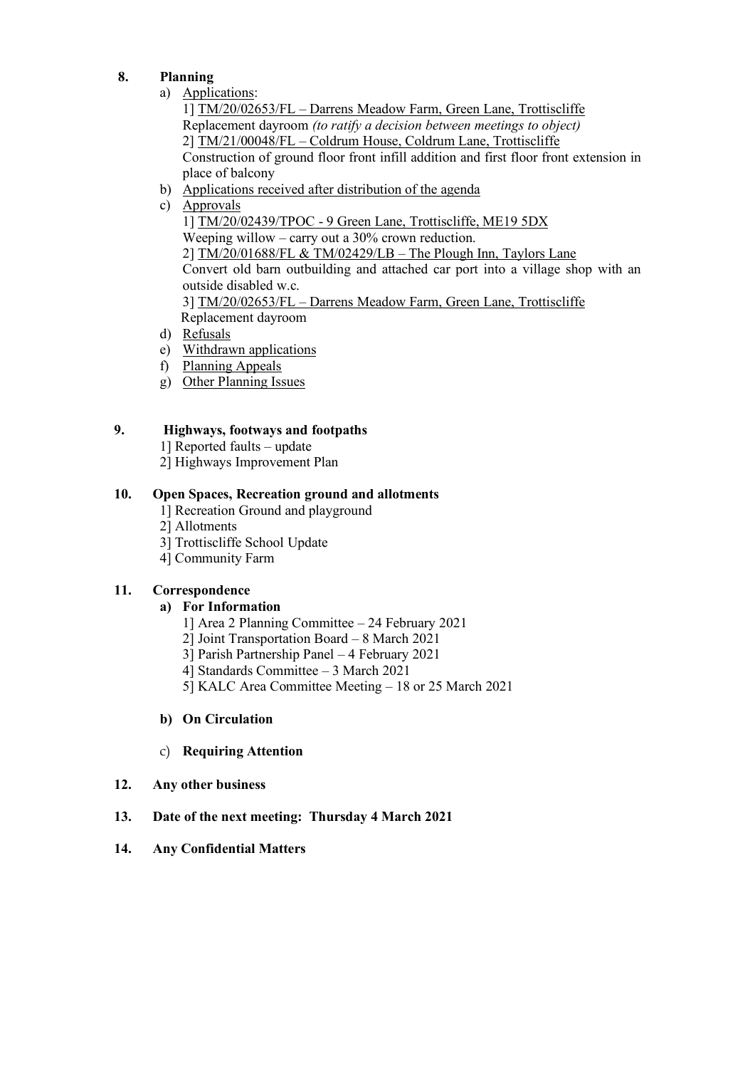**8. Planning**

a) Applications:
   1] TM/20/02653/FL – Darrens Meadow Farm, Green Lane, Trottiscliffe
   Replacement dayroom *(to ratify a decision between meetings to object)*
   2] TM/21/00048/FL – Coldrum House, Coldrum Lane, Trottiscliffe
   Construction of ground floor front infill addition and first floor front extension in place of balcony
b) Applications received after distribution of the agenda
c) Approvals
   1] TM/20/02439/TPOC - 9 Green Lane, Trottiscliffe, ME19 5DX
   Weeping willow – carry out a 30% crown reduction.
   2] TM/20/01688/FL & TM/02429/LB – The Plough Inn, Taylors Lane
   Convert old barn outbuilding and attached car port into a village shop with an outside disabled w.c.
   3] TM/20/02653/FL – Darrens Meadow Farm, Green Lane, Trottiscliffe
   Replacement dayroom
d) Refusals
e) Withdrawn applications
f) Planning Appeals
g) Other Planning Issues

**9. Highways, footways and footpaths**

1] Reported faults – update
2] Highways Improvement Plan

**10. Open Spaces, Recreation ground and allotments**

1] Recreation Ground and playground
2] Allotments
3] Trottiscliffe School Update
4] Community Farm

**11. Correspondence**

**a) For Information**
   1] Area 2 Planning Committee – 24 February 2021
   2] Joint Transportation Board – 8 March 2021
   3] Parish Partnership Panel – 4 February 2021
   4] Standards Committee – 3 March 2021
   5] KALC Area Committee Meeting – 18 or 25 March 2021

**b) On Circulation**

c) **Requiring Attention**

**12. Any other business**

**13. Date of the next meeting: Thursday 4 March 2021**

**14. Any Confidential Matters**